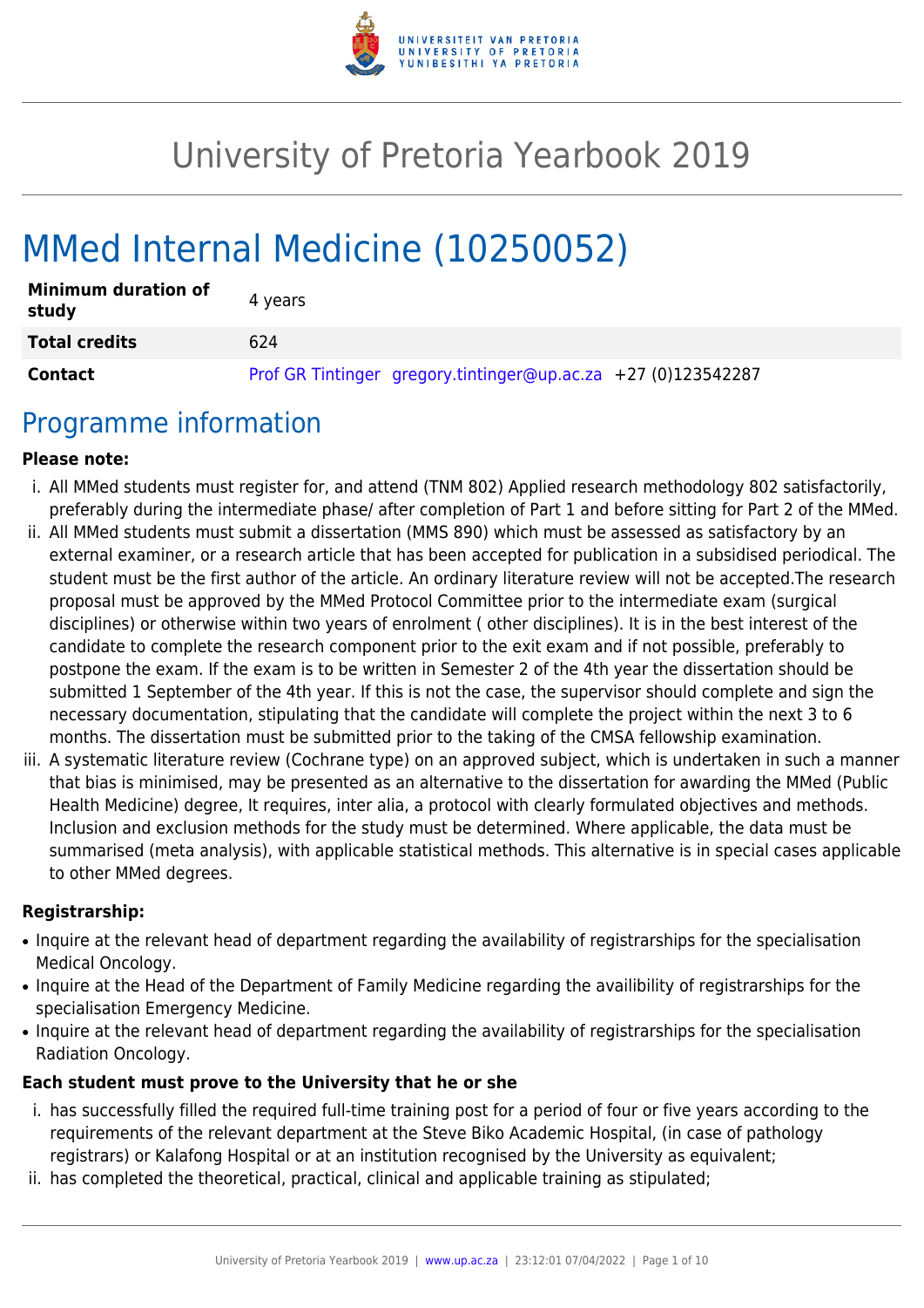# University of Pretoria Yearbook 2019

# MMed Internal Medicine (10250052)

| **Minimum duration of study** | 4 years |
|---|---|
| **Total credits** | 624 |
| **Contact** | Prof GR Tintinger gregory.tintinger@up.ac.za +27 (0)123542287 |

## Programme information

**Please note:**

i. All MMed students must register for, and attend (TNM 802) Applied research methodology 802 satisfactorily, preferably during the intermediate phase/ after completion of Part 1 and before sitting for Part 2 of the MMed.

ii. All MMed students must submit a dissertation (MMS 890) which must be assessed as satisfactory by an external examiner, or a research article that has been accepted for publication in a subsidised periodical. The student must be the first author of the article. An ordinary literature review will not be accepted.The research proposal must be approved by the MMed Protocol Committee prior to the intermediate exam (surgical disciplines) or otherwise within two years of enrolment ( other disciplines). It is in the best interest of the candidate to complete the research component prior to the exit exam and if not possible, preferably to postpone the exam. If the exam is to be written in Semester 2 of the 4th year the dissertation should be submitted 1 September of the 4th year. If this is not the case, the supervisor should complete and sign the necessary documentation, stipulating that the candidate will complete the project within the next 3 to 6 months. The dissertation must be submitted prior to the taking of the CMSA fellowship examination.

iii. A systematic literature review (Cochrane type) on an approved subject, which is undertaken in such a manner that bias is minimised, may be presented as an alternative to the dissertation for awarding the MMed (Public Health Medicine) degree, It requires, inter alia, a protocol with clearly formulated objectives and methods. Inclusion and exclusion methods for the study must be determined. Where applicable, the data must be summarised (meta analysis), with applicable statistical methods. This alternative is in special cases applicable to other MMed degrees.

**Registrarship:**

- Inquire at the relevant head of department regarding the availability of registrarships for the specialisation Medical Oncology.
- Inquire at the Head of the Department of Family Medicine regarding the availibility of registrarships for the specialisation Emergency Medicine.
- Inquire at the relevant head of department regarding the availability of registrarships for the specialisation Radiation Oncology.

**Each student must prove to the University that he or she**

i. has successfully filled the required full-time training post for a period of four or five years according to the requirements of the relevant department at the Steve Biko Academic Hospital, (in case of pathology registrars) or Kalafong Hospital or at an institution recognised by the University as equivalent;

ii. has completed the theoretical, practical, clinical and applicable training as stipulated;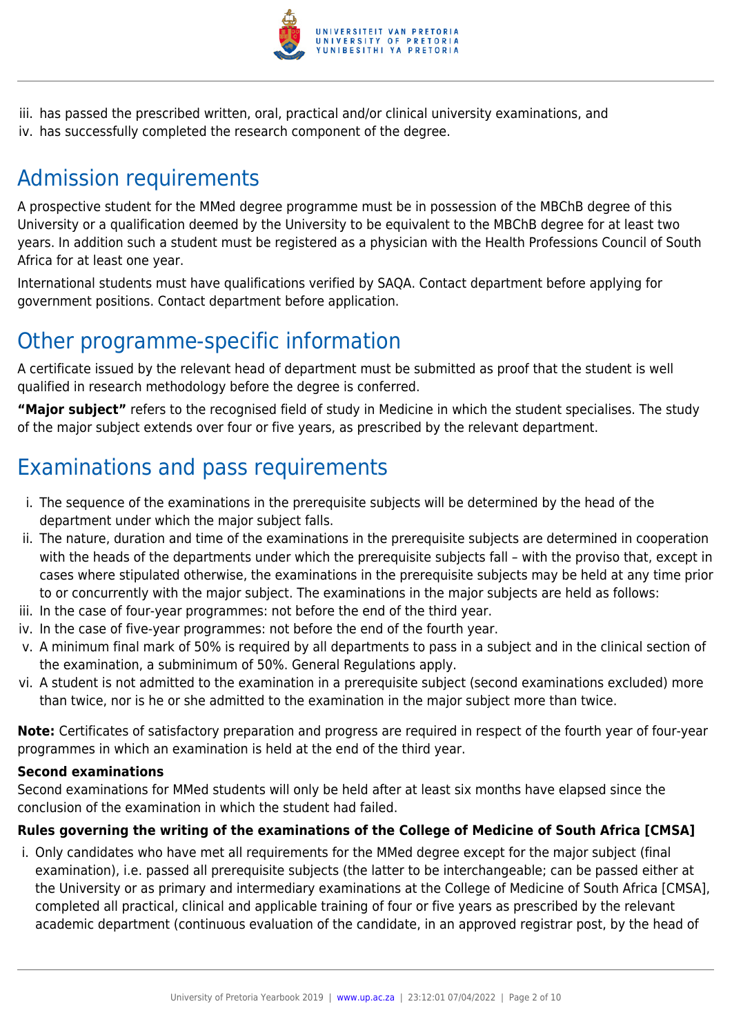iii. has passed the prescribed written, oral, practical and/or clinical university examinations, and
iv. has successfully completed the research component of the degree.

## Admission requirements

A prospective student for the MMed degree programme must be in possession of the MBChB degree of this University or a qualification deemed by the University to be equivalent to the MBChB degree for at least two years. In addition such a student must be registered as a physician with the Health Professions Council of South Africa for at least one year.

International students must have qualifications verified by SAQA. Contact department before applying for government positions. Contact department before application.

## Other programme-specific information

A certificate issued by the relevant head of department must be submitted as proof that the student is well qualified in research methodology before the degree is conferred.

**"Major subject"** refers to the recognised field of study in Medicine in which the student specialises. The study of the major subject extends over four or five years, as prescribed by the relevant department.

## Examinations and pass requirements

i. The sequence of the examinations in the prerequisite subjects will be determined by the head of the department under which the major subject falls.
ii. The nature, duration and time of the examinations in the prerequisite subjects are determined in cooperation with the heads of the departments under which the prerequisite subjects fall – with the proviso that, except in cases where stipulated otherwise, the examinations in the prerequisite subjects may be held at any time prior to or concurrently with the major subject. The examinations in the major subjects are held as follows:
iii. In the case of four-year programmes: not before the end of the third year.
iv. In the case of five-year programmes: not before the end of the fourth year.
v. A minimum final mark of 50% is required by all departments to pass in a subject and in the clinical section of the examination, a subminimum of 50%. General Regulations apply.
vi. A student is not admitted to the examination in a prerequisite subject (second examinations excluded) more than twice, nor is he or she admitted to the examination in the major subject more than twice.

**Note:** Certificates of satisfactory preparation and progress are required in respect of the fourth year of four-year programmes in which an examination is held at the end of the third year.

**Second examinations**
Second examinations for MMed students will only be held after at least six months have elapsed since the conclusion of the examination in which the student had failed.

**Rules governing the writing of the examinations of the College of Medicine of South Africa [CMSA]**

i. Only candidates who have met all requirements for the MMed degree except for the major subject (final examination), i.e. passed all prerequisite subjects (the latter to be interchangeable; can be passed either at the University or as primary and intermediary examinations at the College of Medicine of South Africa [CMSA], completed all practical, clinical and applicable training of four or five years as prescribed by the relevant academic department (continuous evaluation of the candidate, in an approved registrar post, by the head of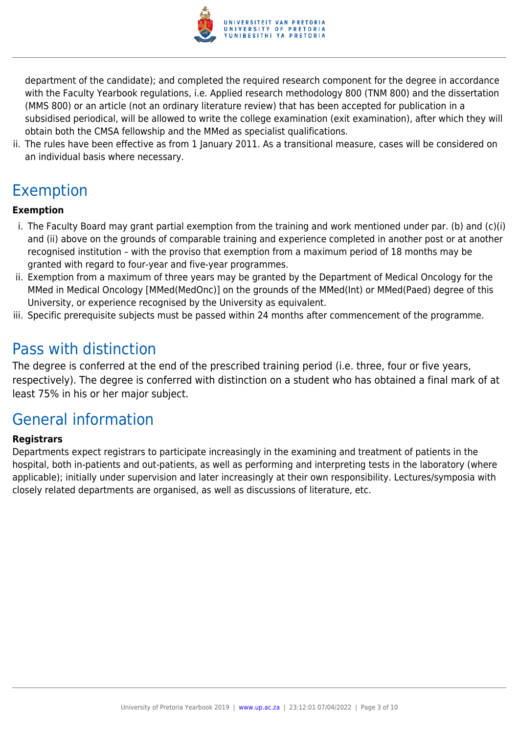department of the candidate); and completed the required research component for the degree in accordance with the Faculty Yearbook regulations, i.e. Applied research methodology 800 (TNM 800) and the dissertation (MMS 800) or an article (not an ordinary literature review) that has been accepted for publication in a subsidised periodical, will be allowed to write the college examination (exit examination), after which they will obtain both the CMSA fellowship and the MMed as specialist qualifications.

ii. The rules have been effective as from 1 January 2011. As a transitional measure, cases will be considered on an individual basis where necessary.

# Exemption

**Exemption**

i. The Faculty Board may grant partial exemption from the training and work mentioned under par. (b) and (c)(i) and (ii) above on the grounds of comparable training and experience completed in another post or at another recognised institution – with the proviso that exemption from a maximum period of 18 months may be granted with regard to four-year and five-year programmes.
ii. Exemption from a maximum of three years may be granted by the Department of Medical Oncology for the MMed in Medical Oncology [MMed(MedOnc)] on the grounds of the MMed(Int) or MMed(Paed) degree of this University, or experience recognised by the University as equivalent.
iii. Specific prerequisite subjects must be passed within 24 months after commencement of the programme.

# Pass with distinction

The degree is conferred at the end of the prescribed training period (i.e. three, four or five years, respectively). The degree is conferred with distinction on a student who has obtained a final mark of at least 75% in his or her major subject.

# General information

**Registrars**

Departments expect registrars to participate increasingly in the examining and treatment of patients in the hospital, both in-patients and out-patients, as well as performing and interpreting tests in the laboratory (where applicable); initially under supervision and later increasingly at their own responsibility. Lectures/symposia with closely related departments are organised, as well as discussions of literature, etc.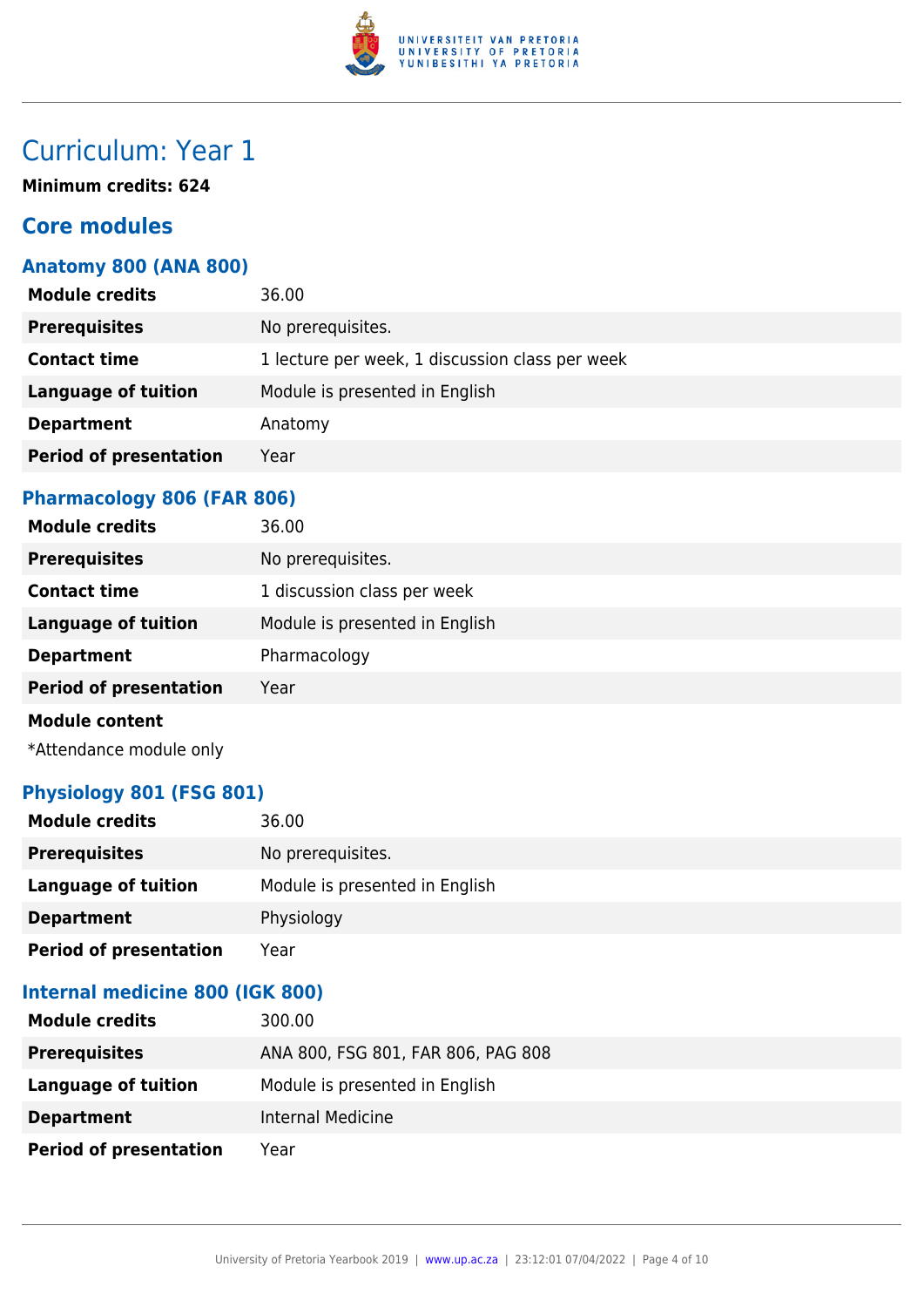# Curriculum: Year 1

**Minimum credits: 624**

## Core modules

### Anatomy 800 (ANA 800)

| | |
|---|---|
| **Module credits** | 36.00 |
| **Prerequisites** | No prerequisites. |
| **Contact time** | 1 lecture per week, 1 discussion class per week |
| **Language of tuition** | Module is presented in English |
| **Department** | Anatomy |
| **Period of presentation** | Year |

### Pharmacology 806 (FAR 806)

| | |
|---|---|
| **Module credits** | 36.00 |
| **Prerequisites** | No prerequisites. |
| **Contact time** | 1 discussion class per week |
| **Language of tuition** | Module is presented in English |
| **Department** | Pharmacology |
| **Period of presentation** | Year |

**Module content**

*Attendance module only

### Physiology 801 (FSG 801)

| | |
|---|---|
| **Module credits** | 36.00 |
| **Prerequisites** | No prerequisites. |
| **Language of tuition** | Module is presented in English |
| **Department** | Physiology |
| **Period of presentation** | Year |

### Internal medicine 800 (IGK 800)

| | |
|---|---|
| **Module credits** | 300.00 |
| **Prerequisites** | ANA 800, FSG 801, FAR 806, PAG 808 |
| **Language of tuition** | Module is presented in English |
| **Department** | Internal Medicine |
| **Period of presentation** | Year |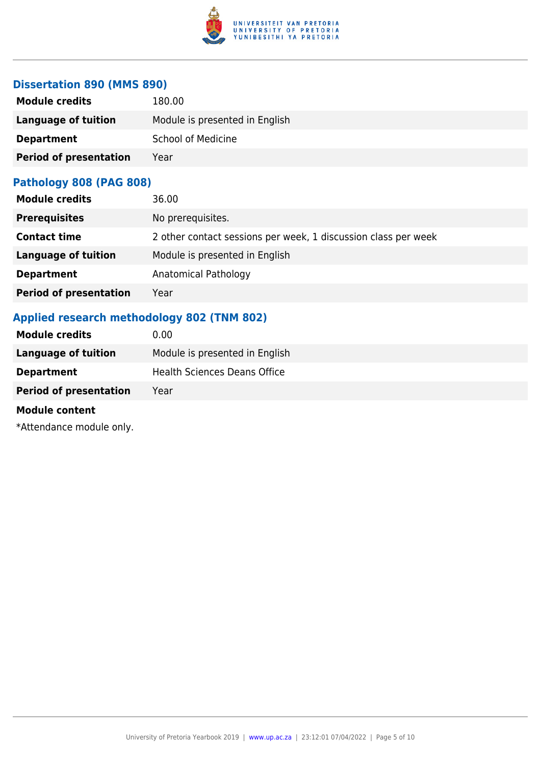### Dissertation 890 (MMS 890)

| | |
|---|---|
| **Module credits** | 180.00 |
| **Language of tuition** | Module is presented in English |
| **Department** | School of Medicine |
| **Period of presentation** | Year |

### Pathology 808 (PAG 808)

| | |
|---|---|
| **Module credits** | 36.00 |
| **Prerequisites** | No prerequisites. |
| **Contact time** | 2 other contact sessions per week, 1 discussion class per week |
| **Language of tuition** | Module is presented in English |
| **Department** | Anatomical Pathology |
| **Period of presentation** | Year |

### Applied research methodology 802 (TNM 802)

| | |
|---|---|
| **Module credits** | 0.00 |
| **Language of tuition** | Module is presented in English |
| **Department** | Health Sciences Deans Office |
| **Period of presentation** | Year |

**Module content**

*Attendance module only.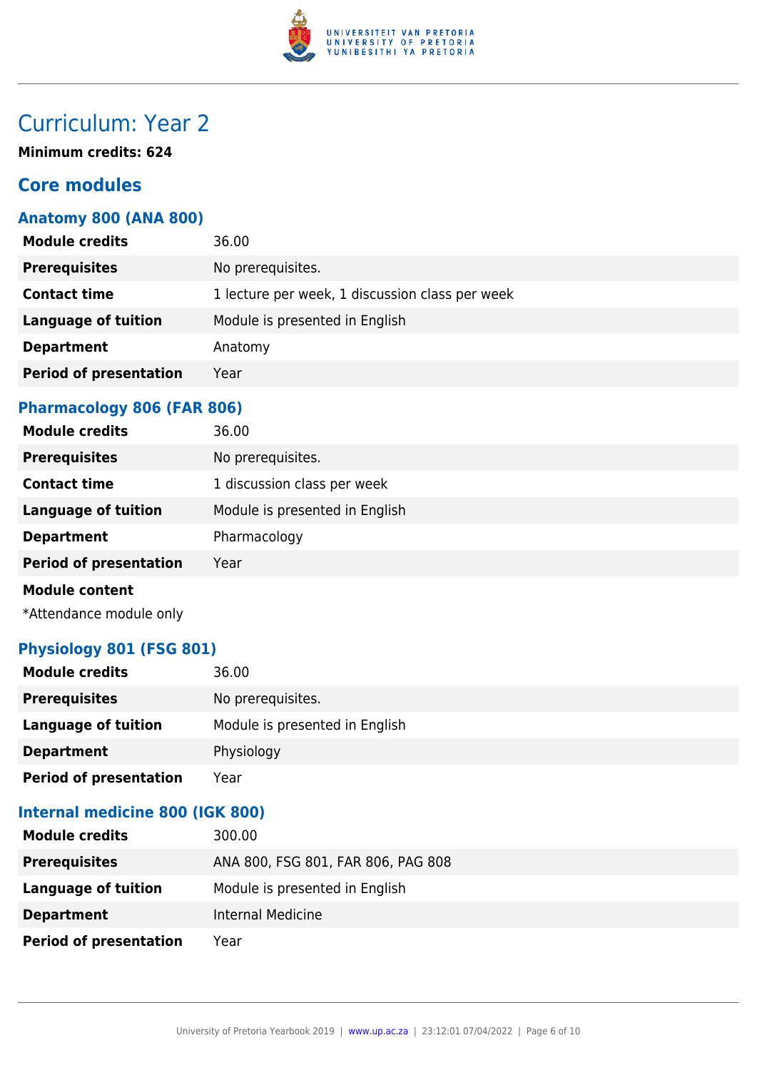# Curriculum: Year 2

**Minimum credits: 624**

## Core modules

### Anatomy 800 (ANA 800)

| | |
|---|---|
| **Module credits** | 36.00 |
| **Prerequisites** | No prerequisites. |
| **Contact time** | 1 lecture per week, 1 discussion class per week |
| **Language of tuition** | Module is presented in English |
| **Department** | Anatomy |
| **Period of presentation** | Year |

### Pharmacology 806 (FAR 806)

| | |
|---|---|
| **Module credits** | 36.00 |
| **Prerequisites** | No prerequisites. |
| **Contact time** | 1 discussion class per week |
| **Language of tuition** | Module is presented in English |
| **Department** | Pharmacology |
| **Period of presentation** | Year |

**Module content**

*Attendance module only

### Physiology 801 (FSG 801)

| | |
|---|---|
| **Module credits** | 36.00 |
| **Prerequisites** | No prerequisites. |
| **Language of tuition** | Module is presented in English |
| **Department** | Physiology |
| **Period of presentation** | Year |

### Internal medicine 800 (IGK 800)

| | |
|---|---|
| **Module credits** | 300.00 |
| **Prerequisites** | ANA 800, FSG 801, FAR 806, PAG 808 |
| **Language of tuition** | Module is presented in English |
| **Department** | Internal Medicine |
| **Period of presentation** | Year |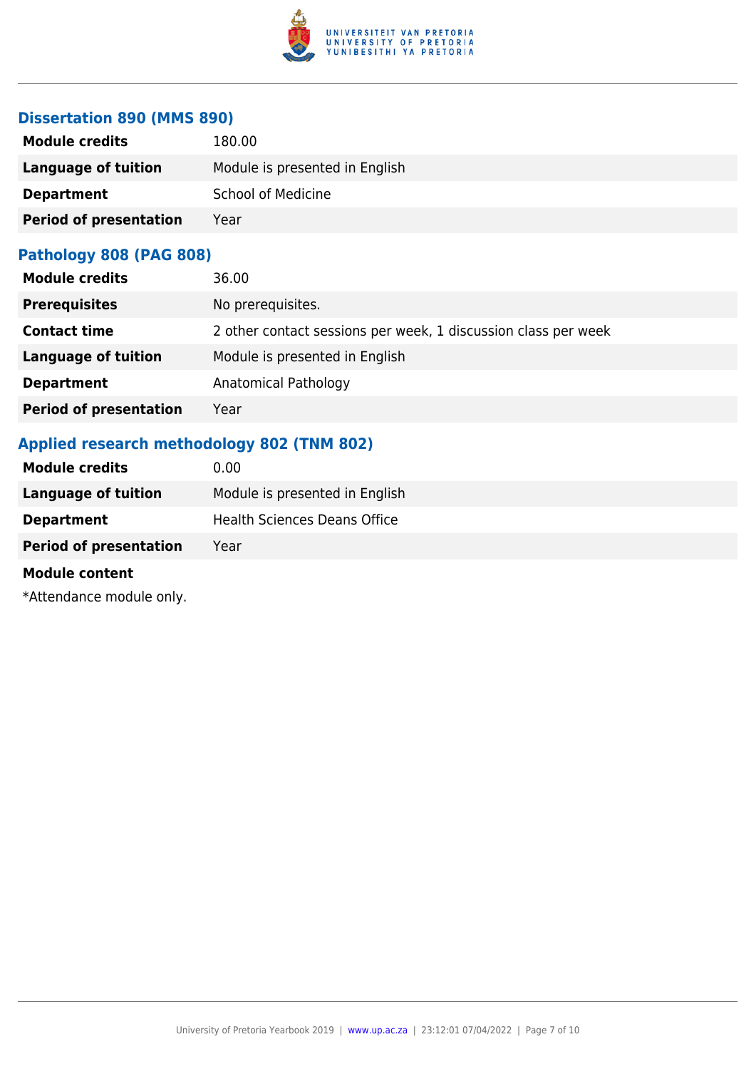### Dissertation 890 (MMS 890)

| | |
|---|---|
| **Module credits** | 180.00 |
| **Language of tuition** | Module is presented in English |
| **Department** | School of Medicine |
| **Period of presentation** | Year |

### Pathology 808 (PAG 808)

| | |
|---|---|
| **Module credits** | 36.00 |
| **Prerequisites** | No prerequisites. |
| **Contact time** | 2 other contact sessions per week, 1 discussion class per week |
| **Language of tuition** | Module is presented in English |
| **Department** | Anatomical Pathology |
| **Period of presentation** | Year |

### Applied research methodology 802 (TNM 802)

| | |
|---|---|
| **Module credits** | 0.00 |
| **Language of tuition** | Module is presented in English |
| **Department** | Health Sciences Deans Office |
| **Period of presentation** | Year |

**Module content**

*Attendance module only.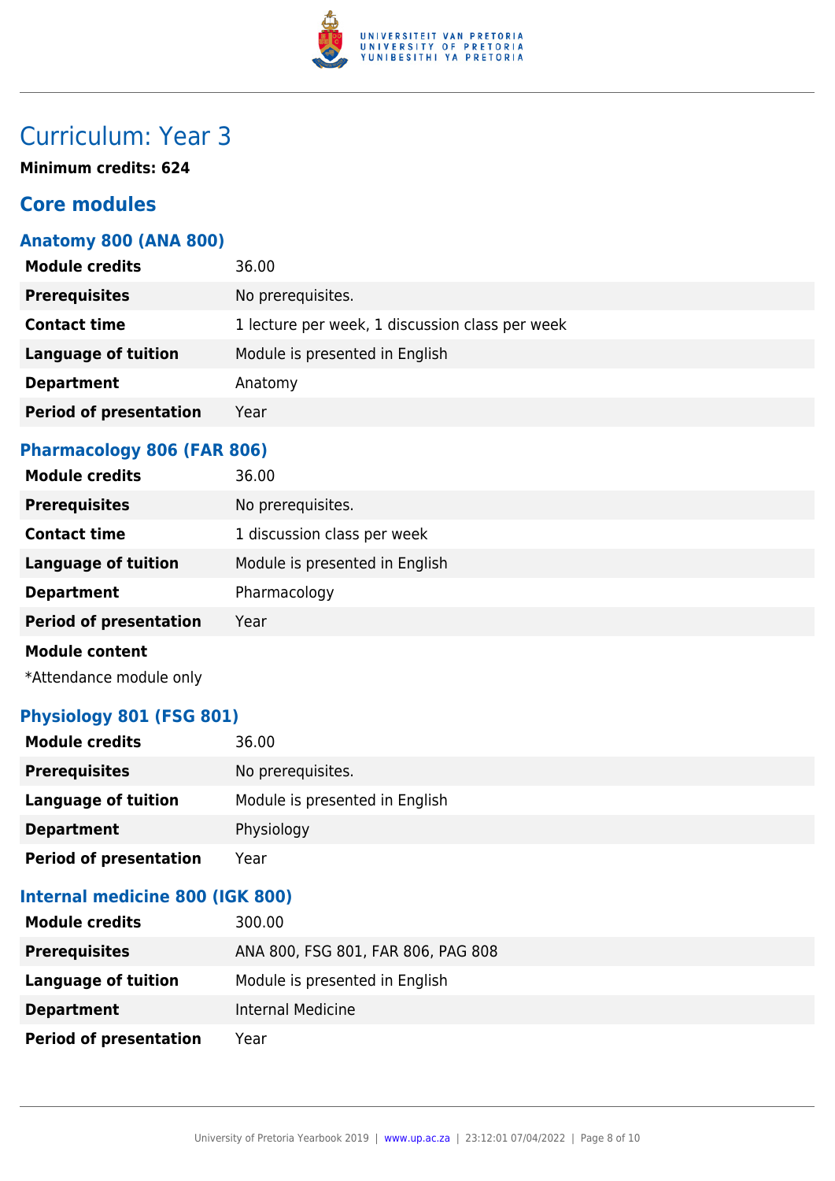# Curriculum: Year 3

**Minimum credits: 624**

## Core modules

### Anatomy 800 (ANA 800)

| | |
|---|---|
| **Module credits** | 36.00 |
| **Prerequisites** | No prerequisites. |
| **Contact time** | 1 lecture per week, 1 discussion class per week |
| **Language of tuition** | Module is presented in English |
| **Department** | Anatomy |
| **Period of presentation** | Year |

### Pharmacology 806 (FAR 806)

| | |
|---|---|
| **Module credits** | 36.00 |
| **Prerequisites** | No prerequisites. |
| **Contact time** | 1 discussion class per week |
| **Language of tuition** | Module is presented in English |
| **Department** | Pharmacology |
| **Period of presentation** | Year |

**Module content**

*Attendance module only

### Physiology 801 (FSG 801)

| | |
|---|---|
| **Module credits** | 36.00 |
| **Prerequisites** | No prerequisites. |
| **Language of tuition** | Module is presented in English |
| **Department** | Physiology |
| **Period of presentation** | Year |

### Internal medicine 800 (IGK 800)

| | |
|---|---|
| **Module credits** | 300.00 |
| **Prerequisites** | ANA 800, FSG 801, FAR 806, PAG 808 |
| **Language of tuition** | Module is presented in English |
| **Department** | Internal Medicine |
| **Period of presentation** | Year |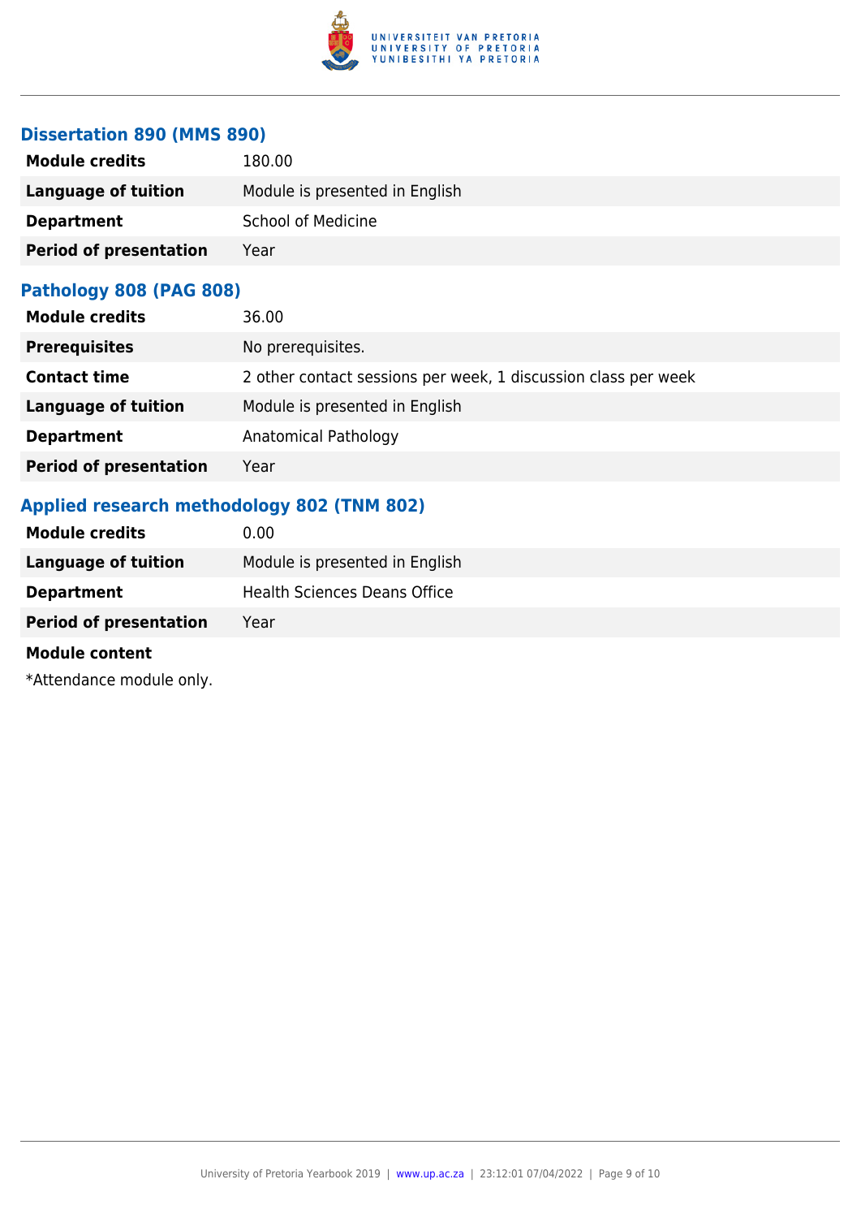### Dissertation 890 (MMS 890)

| | |
|---|---|
| **Module credits** | 180.00 |
| **Language of tuition** | Module is presented in English |
| **Department** | School of Medicine |
| **Period of presentation** | Year |

### Pathology 808 (PAG 808)

| | |
|---|---|
| **Module credits** | 36.00 |
| **Prerequisites** | No prerequisites. |
| **Contact time** | 2 other contact sessions per week, 1 discussion class per week |
| **Language of tuition** | Module is presented in English |
| **Department** | Anatomical Pathology |
| **Period of presentation** | Year |

### Applied research methodology 802 (TNM 802)

| | |
|---|---|
| **Module credits** | 0.00 |
| **Language of tuition** | Module is presented in English |
| **Department** | Health Sciences Deans Office |
| **Period of presentation** | Year |

**Module content**

*Attendance module only.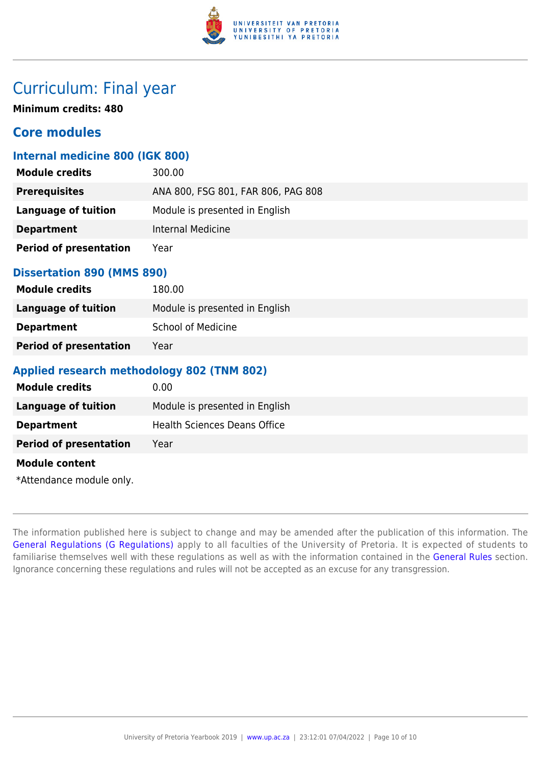# Curriculum: Final year

**Minimum credits: 480**

## Core modules

### Internal medicine 800 (IGK 800)

| | |
|---|---|
| **Module credits** | 300.00 |
| **Prerequisites** | ANA 800, FSG 801, FAR 806, PAG 808 |
| **Language of tuition** | Module is presented in English |
| **Department** | Internal Medicine |
| **Period of presentation** | Year |

### Dissertation 890 (MMS 890)

| | |
|---|---|
| **Module credits** | 180.00 |
| **Language of tuition** | Module is presented in English |
| **Department** | School of Medicine |
| **Period of presentation** | Year |

### Applied research methodology 802 (TNM 802)

| | |
|---|---|
| **Module credits** | 0.00 |
| **Language of tuition** | Module is presented in English |
| **Department** | Health Sciences Deans Office |
| **Period of presentation** | Year |

**Module content**

*Attendance module only.

The information published here is subject to change and may be amended after the publication of this information. The General Regulations (G Regulations) apply to all faculties of the University of Pretoria. It is expected of students to familiarise themselves well with these regulations as well as with the information contained in the General Rules section. Ignorance concerning these regulations and rules will not be accepted as an excuse for any transgression.